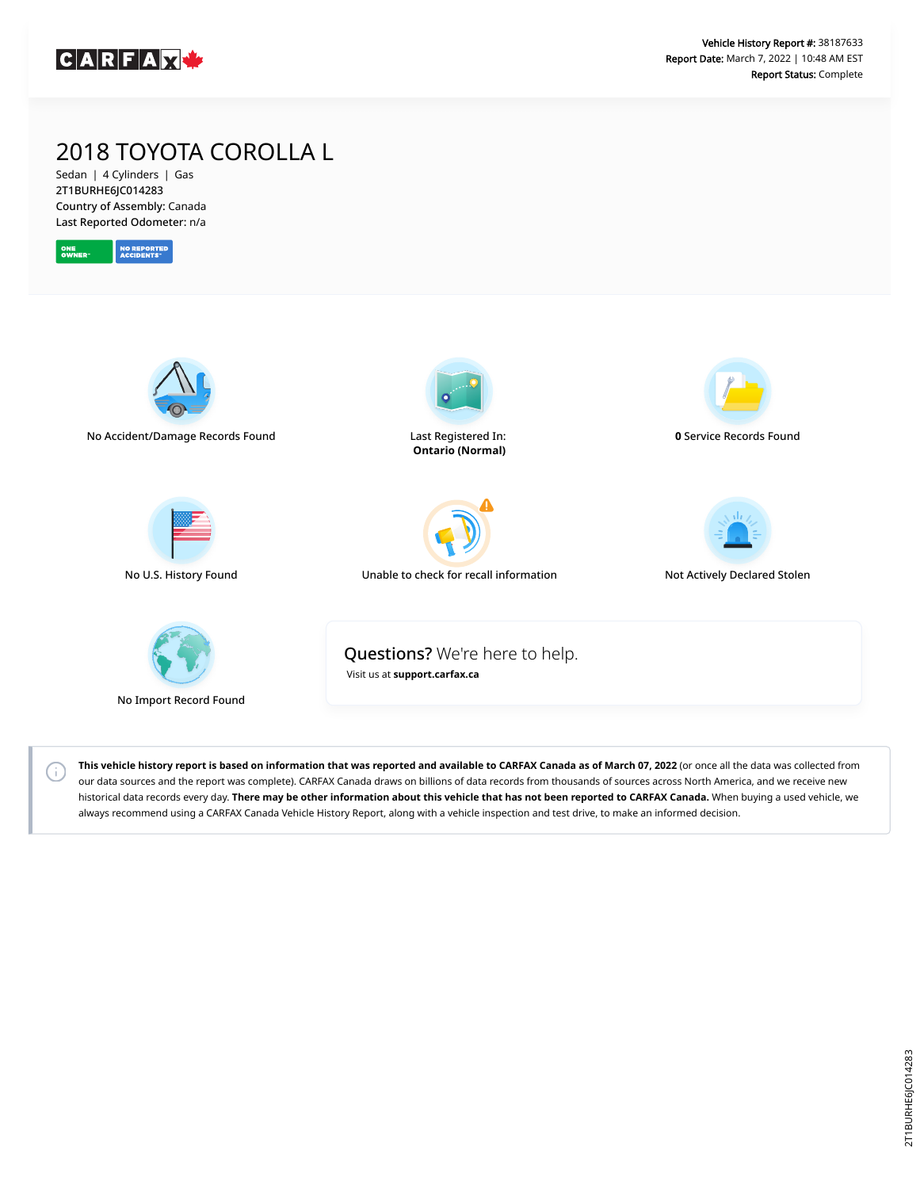CARFAX

**Vehicle History Report #:** 38187633
**Report Date:** March 7, 2022 | 10:48 AM EST
**Report Status:** Complete

# 2018 TOYOTA COROLLA L

Sedan | 4 Cylinders | Gas
2T1BURHE6JC014283
Country of Assembly: Canada
Last Reported Odometer: n/a

ONE OWNER™ | NO REPORTED ACCIDENTS™

No Accident/Damage Records Found

Last Registered In:
**Ontario (Normal)**

**0** Service Records Found

No U.S. History Found

Unable to check for recall information

Not Actively Declared Stolen

No Import Record Found

**Questions?** We're here to help.
Visit us at **support.carfax.ca**

**This vehicle history report is based on information that was reported and available to CARFAX Canada as of March 07, 2022** (or once all the data was collected from our data sources and the report was complete). CARFAX Canada draws on billions of data records from thousands of sources across North America, and we receive new historical data records every day. **There may be other information about this vehicle that has not been reported to CARFAX Canada.** When buying a used vehicle, we always recommend using a CARFAX Canada Vehicle History Report, along with a vehicle inspection and test drive, to make an informed decision.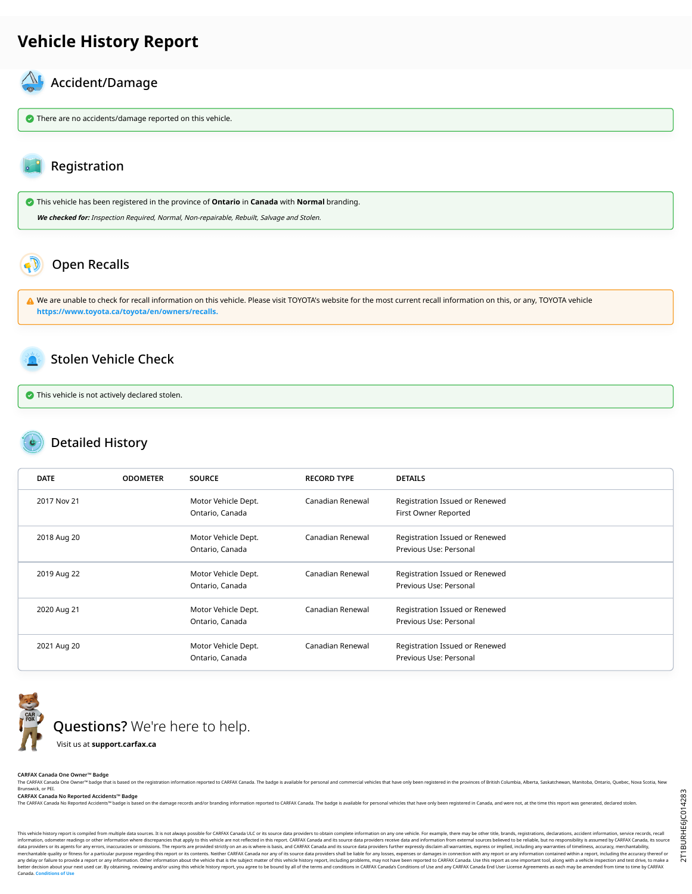# Vehicle History Report

## Accident/Damage

There are no accidents/damage reported on this vehicle.

## Registration

This vehicle has been registered in the province of **Ontario** in **Canada** with **Normal** branding.

***We checked for:*** *Inspection Required, Normal, Non-repairable, Rebuilt, Salvage and Stolen.*

## Open Recalls

We are unable to check for recall information on this vehicle. Please visit TOYOTA's website for the most current recall information on this, or any, TOYOTA vehicle **https://www.toyota.ca/toyota/en/owners/recalls.**

## Stolen Vehicle Check

This vehicle is not actively declared stolen.

## Detailed History

| DATE | ODOMETER | SOURCE | RECORD TYPE | DETAILS |
|---|---|---|---|---|
| 2017 Nov 21 | | Motor Vehicle Dept. Ontario, Canada | Canadian Renewal | Registration Issued or Renewed First Owner Reported |
| 2018 Aug 20 | | Motor Vehicle Dept. Ontario, Canada | Canadian Renewal | Registration Issued or Renewed Previous Use: Personal |
| 2019 Aug 22 | | Motor Vehicle Dept. Ontario, Canada | Canadian Renewal | Registration Issued or Renewed Previous Use: Personal |
| 2020 Aug 21 | | Motor Vehicle Dept. Ontario, Canada | Canadian Renewal | Registration Issued or Renewed Previous Use: Personal |
| 2021 Aug 20 | | Motor Vehicle Dept. Ontario, Canada | Canadian Renewal | Registration Issued or Renewed Previous Use: Personal |

**Questions?** We're here to help.

Visit us at **support.carfax.ca**

**CARFAX Canada One Owner™ Badge**
The CARFAX Canada One Owner™ badge that is based on the registration information reported to CARFAX Canada. The badge is available for personal and commercial vehicles that have only been registered in the provinces of British Columbia, Alberta, Saskatchewan, Manitoba, Ontario, Quebec, Nova Scotia, New Brunswick, or PEI.

**CARFAX Canada No Reported Accidents™ Badge**
The CARFAX Canada No Reported Accidents™ badge is based on the damage records and/or branding information reported to CARFAX Canada. The badge is available for personal vehicles that have only been registered in Canada, and were not, at the time this report was generated, declared stolen.

This vehicle history report is compiled from multiple data sources. It is not always possible for CARFAX Canada ULC or its source data providers to obtain complete information on any one vehicle. For example, there may be other title, brands, registrations, declarations, accident information, service records, recall information, odometer readings or other information where discrepancies that apply to this vehicle are not reflected in this report. CARFAX Canada and its source data providers receive data and information from external sources believed to be reliable, but no responsibility is assumed by CARFAX Canada, its source data providers or its agents for any errors, inaccuracies or omissions. The reports are provided strictly on an as-is where-is basis, and CARFAX Canada and its source data providers further expressly disclaim all warranties, express or implied, including any warranties of timeliness, accuracy, merchantability, merchantable quality or fitness for a particular purpose regarding this report or its contents. Neither CARFAX Canada nor any of its source data providers shall be liable for any losses, expenses or damages in connection with any report or any information contained within a report, including the accuracy thereof or any delay or failure to provide a report or any information. Other information about the vehicle that is the subject matter of this vehicle history report, including problems, may not have been reported to CARFAX Canada. Use this report as one important tool, along with a vehicle inspection and test drive, to make a better decision about your next used car. By obtaining, reviewing and/or using this vehicle history report, you agree to be bound by all of the terms and conditions in CARFAX Canada's Conditions of Use and any CARFAX Canada End User License Agreements as each may be amended from time to time by CARFAX Canada. Conditions of Use

2T1BURHE6JC014283